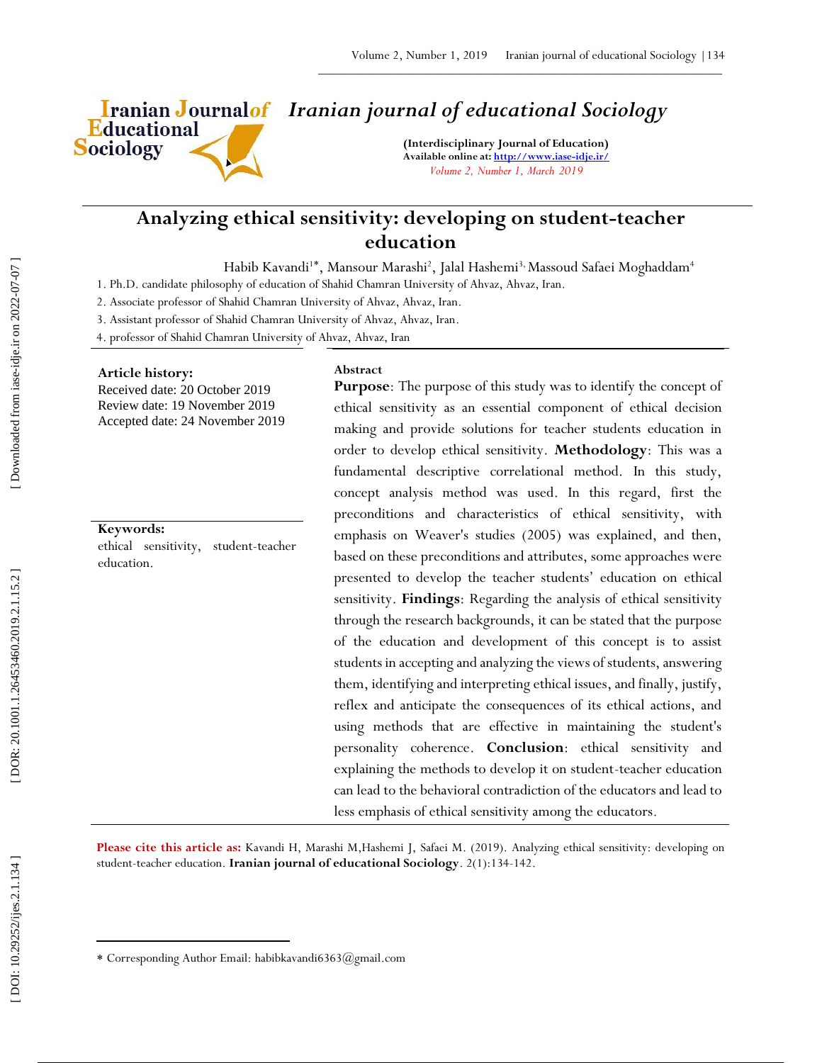# Iranian journal of educational Sociology

**(Interdisciplinary Journal of Education)**
**Available online at: http://www.iase-idje.ir/**
*Volume 2, Number 1, March 2019*

# Analyzing ethical sensitivity: developing on student-teacher education

Habib Kavandi[1]*, Mansour Marashi[2], Jalal Hashemi[3], Massoud Safaei Moghaddam[4]

1. Ph.D. candidate philosophy of education of Shahid Chamran University of Ahvaz, Ahvaz, Iran.
2. Associate professor of Shahid Chamran University of Ahvaz, Ahvaz, Iran.
3. Assistant professor of Shahid Chamran University of Ahvaz, Ahvaz, Iran.
4. professor of Shahid Chamran University of Ahvaz, Ahvaz, Iran

**Article history:**
Received date: 20 October 2019
Review date: 19 November 2019
Accepted date: 24 November 2019

**Keywords:**
ethical sensitivity, student-teacher education.

**Abstract**

**Purpose**: The purpose of this study was to identify the concept of ethical sensitivity as an essential component of ethical decision making and provide solutions for teacher students education in order to develop ethical sensitivity. **Methodology**: This was a fundamental descriptive correlational method. In this study, concept analysis method was used. In this regard, first the preconditions and characteristics of ethical sensitivity, with emphasis on Weaver's studies (2005) was explained, and then, based on these preconditions and attributes, some approaches were presented to develop the teacher students' education on ethical sensitivity. **Findings**: Regarding the analysis of ethical sensitivity through the research backgrounds, it can be stated that the purpose of the education and development of this concept is to assist students in accepting and analyzing the views of students, answering them, identifying and interpreting ethical issues, and finally, justify, reflex and anticipate the consequences of its ethical actions, and using methods that are effective in maintaining the student's personality coherence. **Conclusion**: ethical sensitivity and explaining the methods to develop it on student-teacher education can lead to the behavioral contradiction of the educators and lead to less emphasis of ethical sensitivity among the educators.

**Please cite this article as:** Kavandi H, Marashi M,Hashemi J, Safaei M. (2019). Analyzing ethical sensitivity: developing on student-teacher education. **Iranian journal of educational Sociology**. 2(1):134-142.

\* Corresponding Author Email: habibkavandi6363@gmail.com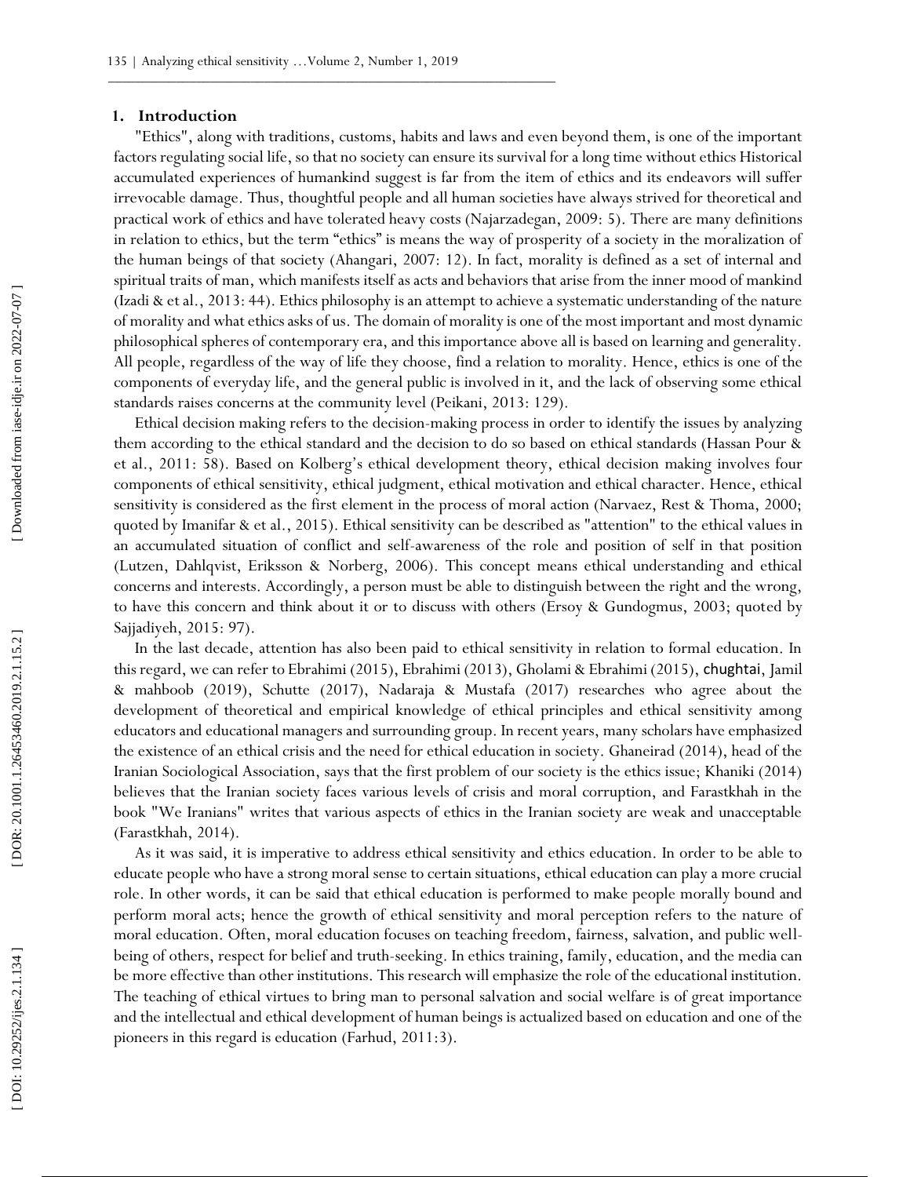## 1. Introduction

"Ethics", along with traditions, customs, habits and laws and even beyond them, is one of the important factors regulating social life, so that no society can ensure its survival for a long time without ethics Historical accumulated experiences of humankind suggest is far from the item of ethics and its endeavors will suffer irrevocable damage. Thus, thoughtful people and all human societies have always strived for theoretical and practical work of ethics and have tolerated heavy costs (Najarzadegan, 2009: 5). There are many definitions in relation to ethics, but the term "ethics" is means the way of prosperity of a society in the moralization of the human beings of that society (Ahangari, 2007: 12). In fact, morality is defined as a set of internal and spiritual traits of man, which manifests itself as acts and behaviors that arise from the inner mood of mankind (Izadi & et al., 2013: 44). Ethics philosophy is an attempt to achieve a systematic understanding of the nature of morality and what ethics asks of us. The domain of morality is one of the most important and most dynamic philosophical spheres of contemporary era, and this importance above all is based on learning and generality. All people, regardless of the way of life they choose, find a relation to morality. Hence, ethics is one of the components of everyday life, and the general public is involved in it, and the lack of observing some ethical standards raises concerns at the community level (Peikani, 2013: 129).

Ethical decision making refers to the decision-making process in order to identify the issues by analyzing them according to the ethical standard and the decision to do so based on ethical standards (Hassan Pour & et al., 2011: 58). Based on Kolberg's ethical development theory, ethical decision making involves four components of ethical sensitivity, ethical judgment, ethical motivation and ethical character. Hence, ethical sensitivity is considered as the first element in the process of moral action (Narvaez, Rest & Thoma, 2000; quoted by Imanifar & et al., 2015). Ethical sensitivity can be described as "attention" to the ethical values in an accumulated situation of conflict and self-awareness of the role and position of self in that position (Lutzen, Dahlqvist, Eriksson & Norberg, 2006). This concept means ethical understanding and ethical concerns and interests. Accordingly, a person must be able to distinguish between the right and the wrong, to have this concern and think about it or to discuss with others (Ersoy & Gundogmus, 2003; quoted by Sajjadiyeh, 2015: 97).

In the last decade, attention has also been paid to ethical sensitivity in relation to formal education. In this regard, we can refer to Ebrahimi (2015), Ebrahimi (2013), Gholami & Ebrahimi (2015), chughtai, Jamil & mahboob (2019), Schutte (2017), Nadaraja & Mustafa (2017) researches who agree about the development of theoretical and empirical knowledge of ethical principles and ethical sensitivity among educators and educational managers and surrounding group. In recent years, many scholars have emphasized the existence of an ethical crisis and the need for ethical education in society. Ghaneirad (2014), head of the Iranian Sociological Association, says that the first problem of our society is the ethics issue; Khaniki (2014) believes that the Iranian society faces various levels of crisis and moral corruption, and Farastkhah in the book "We Iranians" writes that various aspects of ethics in the Iranian society are weak and unacceptable (Farastkhah, 2014).

As it was said, it is imperative to address ethical sensitivity and ethics education. In order to be able to educate people who have a strong moral sense to certain situations, ethical education can play a more crucial role. In other words, it can be said that ethical education is performed to make people morally bound and perform moral acts; hence the growth of ethical sensitivity and moral perception refers to the nature of moral education. Often, moral education focuses on teaching freedom, fairness, salvation, and public well-being of others, respect for belief and truth-seeking. In ethics training, family, education, and the media can be more effective than other institutions. This research will emphasize the role of the educational institution. The teaching of ethical virtues to bring man to personal salvation and social welfare is of great importance and the intellectual and ethical development of human beings is actualized based on education and one of the pioneers in this regard is education (Farhud, 2011:3).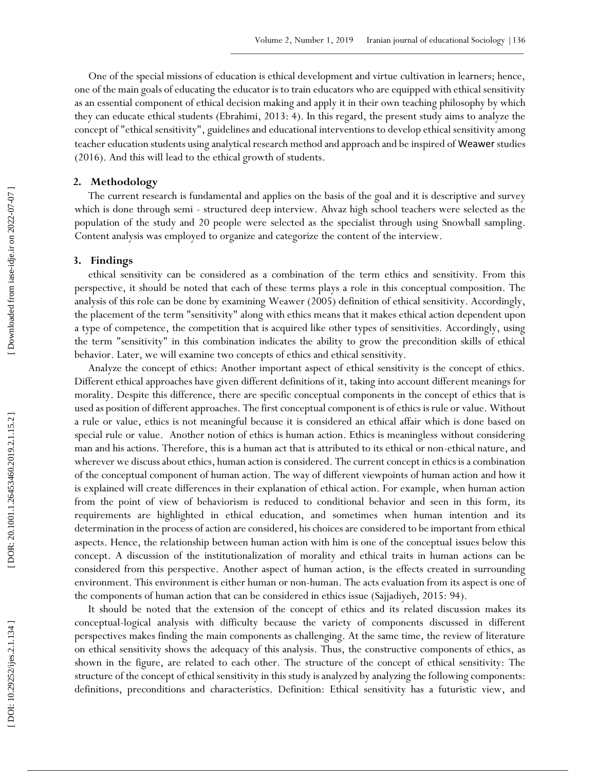One of the special missions of education is ethical development and virtue cultivation in learners; hence, one of the main goals of educating the educator is to train educators who are equipped with ethical sensitivity as an essential component of ethical decision making and apply it in their own teaching philosophy by which they can educate ethical students (Ebrahimi, 2013: 4). In this regard, the present study aims to analyze the concept of "ethical sensitivity", guidelines and educational interventions to develop ethical sensitivity among teacher education students using analytical research method and approach and be inspired of Weawer studies (2016). And this will lead to the ethical growth of students.

## 2. Methodology

The current research is fundamental and applies on the basis of the goal and it is descriptive and survey which is done through semi - structured deep interview. Ahvaz high school teachers were selected as the population of the study and 20 people were selected as the specialist through using Snowball sampling. Content analysis was employed to organize and categorize the content of the interview.

## 3. Findings

ethical sensitivity can be considered as a combination of the term ethics and sensitivity. From this perspective, it should be noted that each of these terms plays a role in this conceptual composition. The analysis of this role can be done by examining Weawer (2005) definition of ethical sensitivity. Accordingly, the placement of the term "sensitivity" along with ethics means that it makes ethical action dependent upon a type of competence, the competition that is acquired like other types of sensitivities. Accordingly, using the term "sensitivity" in this combination indicates the ability to grow the precondition skills of ethical behavior. Later, we will examine two concepts of ethics and ethical sensitivity.

Analyze the concept of ethics: Another important aspect of ethical sensitivity is the concept of ethics. Different ethical approaches have given different definitions of it, taking into account different meanings for morality. Despite this difference, there are specific conceptual components in the concept of ethics that is used as position of different approaches. The first conceptual component is of ethics is rule or value. Without a rule or value, ethics is not meaningful because it is considered an ethical affair which is done based on special rule or value. Another notion of ethics is human action. Ethics is meaningless without considering man and his actions. Therefore, this is a human act that is attributed to its ethical or non-ethical nature, and wherever we discuss about ethics, human action is considered. The current concept in ethics is a combination of the conceptual component of human action. The way of different viewpoints of human action and how it is explained will create differences in their explanation of ethical action. For example, when human action from the point of view of behaviorism is reduced to conditional behavior and seen in this form, its requirements are highlighted in ethical education, and sometimes when human intention and its determination in the process of action are considered, his choices are considered to be important from ethical aspects. Hence, the relationship between human action with him is one of the conceptual issues below this concept. A discussion of the institutionalization of morality and ethical traits in human actions can be considered from this perspective. Another aspect of human action, is the effects created in surrounding environment. This environment is either human or non-human. The acts evaluation from its aspect is one of the components of human action that can be considered in ethics issue (Sajjadiyeh, 2015: 94).

It should be noted that the extension of the concept of ethics and its related discussion makes its conceptual-logical analysis with difficulty because the variety of components discussed in different perspectives makes finding the main components as challenging. At the same time, the review of literature on ethical sensitivity shows the adequacy of this analysis. Thus, the constructive components of ethics, as shown in the figure, are related to each other. The structure of the concept of ethical sensitivity: The structure of the concept of ethical sensitivity in this study is analyzed by analyzing the following components: definitions, preconditions and characteristics. Definition: Ethical sensitivity has a futuristic view, and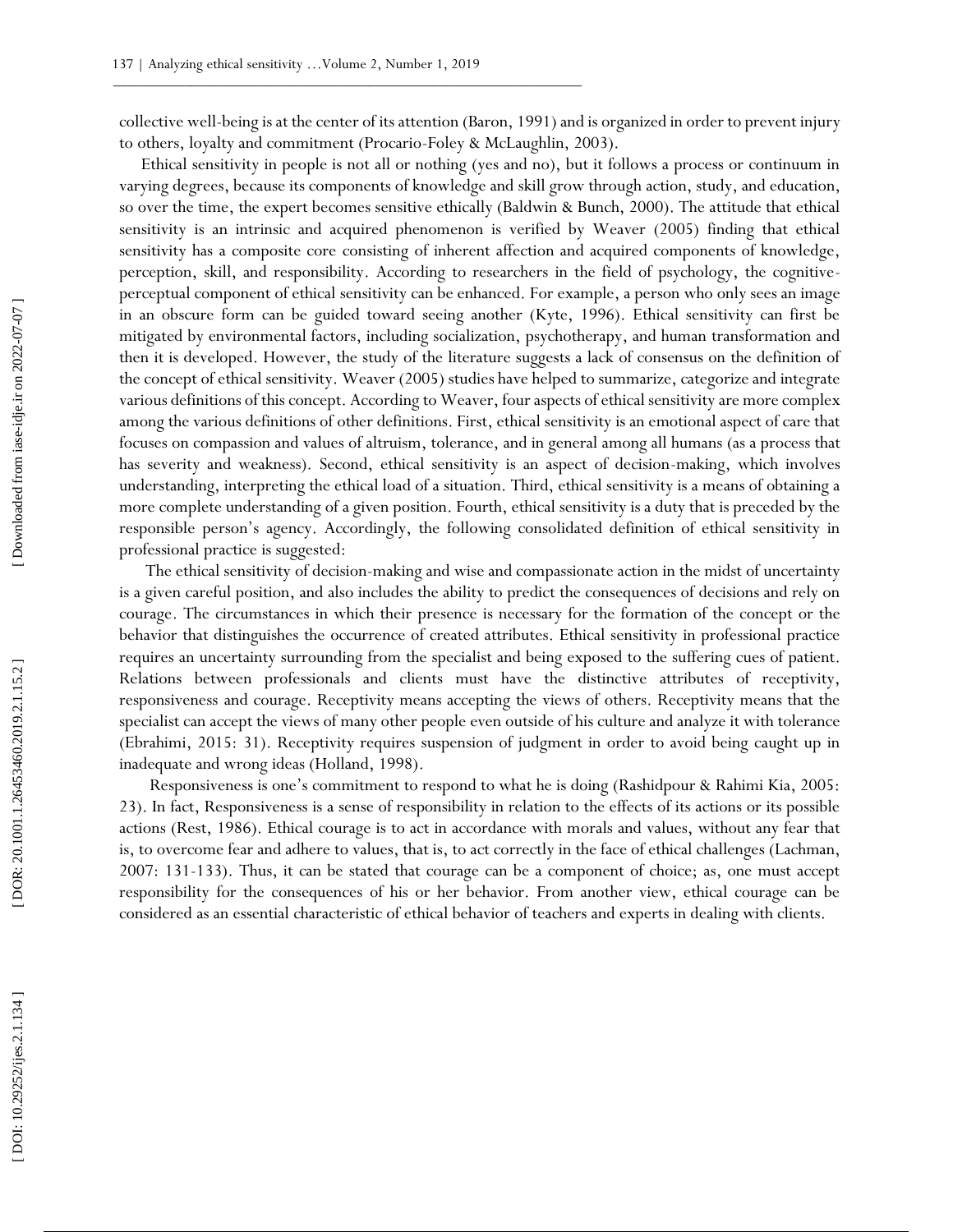collective well-being is at the center of its attention (Baron, 1991) and is organized in order to prevent injury to others, loyalty and commitment (Procario-Foley & McLaughlin, 2003).

Ethical sensitivity in people is not all or nothing (yes and no), but it follows a process or continuum in varying degrees, because its components of knowledge and skill grow through action, study, and education, so over the time, the expert becomes sensitive ethically (Baldwin & Bunch, 2000). The attitude that ethical sensitivity is an intrinsic and acquired phenomenon is verified by Weaver (2005) finding that ethical sensitivity has a composite core consisting of inherent affection and acquired components of knowledge, perception, skill, and responsibility. According to researchers in the field of psychology, the cognitive-perceptual component of ethical sensitivity can be enhanced. For example, a person who only sees an image in an obscure form can be guided toward seeing another (Kyte, 1996). Ethical sensitivity can first be mitigated by environmental factors, including socialization, psychotherapy, and human transformation and then it is developed. However, the study of the literature suggests a lack of consensus on the definition of the concept of ethical sensitivity. Weaver (2005) studies have helped to summarize, categorize and integrate various definitions of this concept. According to Weaver, four aspects of ethical sensitivity are more complex among the various definitions of other definitions. First, ethical sensitivity is an emotional aspect of care that focuses on compassion and values of altruism, tolerance, and in general among all humans (as a process that has severity and weakness). Second, ethical sensitivity is an aspect of decision-making, which involves understanding, interpreting the ethical load of a situation. Third, ethical sensitivity is a means of obtaining a more complete understanding of a given position. Fourth, ethical sensitivity is a duty that is preceded by the responsible person's agency. Accordingly, the following consolidated definition of ethical sensitivity in professional practice is suggested:

The ethical sensitivity of decision-making and wise and compassionate action in the midst of uncertainty is a given careful position, and also includes the ability to predict the consequences of decisions and rely on courage. The circumstances in which their presence is necessary for the formation of the concept or the behavior that distinguishes the occurrence of created attributes. Ethical sensitivity in professional practice requires an uncertainty surrounding from the specialist and being exposed to the suffering cues of patient. Relations between professionals and clients must have the distinctive attributes of receptivity, responsiveness and courage. Receptivity means accepting the views of others. Receptivity means that the specialist can accept the views of many other people even outside of his culture and analyze it with tolerance (Ebrahimi, 2015: 31). Receptivity requires suspension of judgment in order to avoid being caught up in inadequate and wrong ideas (Holland, 1998).

Responsiveness is one's commitment to respond to what he is doing (Rashidpour & Rahimi Kia, 2005: 23). In fact, Responsiveness is a sense of responsibility in relation to the effects of its actions or its possible actions (Rest, 1986). Ethical courage is to act in accordance with morals and values, without any fear that is, to overcome fear and adhere to values, that is, to act correctly in the face of ethical challenges (Lachman, 2007: 131-133). Thus, it can be stated that courage can be a component of choice; as, one must accept responsibility for the consequences of his or her behavior. From another view, ethical courage can be considered as an essential characteristic of ethical behavior of teachers and experts in dealing with clients.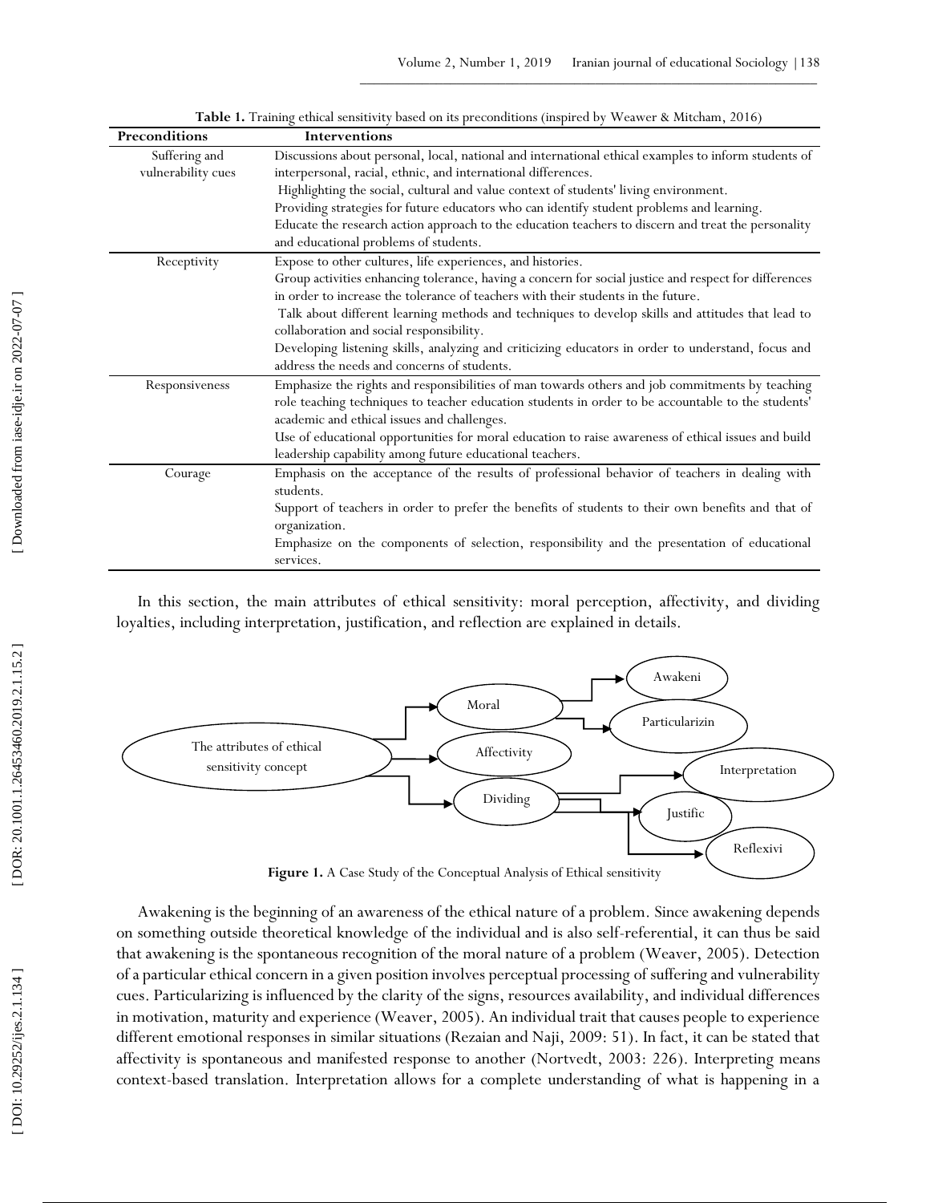**Table 1.** Training ethical sensitivity based on its preconditions (inspired by Weawer & Mitcham, 2016)

| Preconditions | Interventions |
|---|---|
| Suffering and vulnerability cues | Discussions about personal, local, national and international ethical examples to inform students of interpersonal, racial, ethnic, and international differences.<br>Highlighting the social, cultural and value context of students' living environment.<br>Providing strategies for future educators who can identify student problems and learning.<br>Educate the research action approach to the education teachers to discern and treat the personality and educational problems of students. |
| Receptivity | Expose to other cultures, life experiences, and histories.<br>Group activities enhancing tolerance, having a concern for social justice and respect for differences in order to increase the tolerance of teachers with their students in the future.<br>Talk about different learning methods and techniques to develop skills and attitudes that lead to collaboration and social responsibility.<br>Developing listening skills, analyzing and criticizing educators in order to understand, focus and address the needs and concerns of students. |
| Responsiveness | Emphasize the rights and responsibilities of man towards others and job commitments by teaching role teaching techniques to teacher education students in order to be accountable to the students' academic and ethical issues and challenges.<br>Use of educational opportunities for moral education to raise awareness of ethical issues and build leadership capability among future educational teachers. |
| Courage | Emphasis on the acceptance of the results of professional behavior of teachers in dealing with students.<br>Support of teachers in order to prefer the benefits of students to their own benefits and that of organization.<br>Emphasize on the components of selection, responsibility and the presentation of educational services. |

In this section, the main attributes of ethical sensitivity: moral perception, affectivity, and dividing loyalties, including interpretation, justification, and reflection are explained in details.

**Figure 1.** A Case Study of the Conceptual Analysis of Ethical sensitivity

Awakening is the beginning of an awareness of the ethical nature of a problem. Since awakening depends on something outside theoretical knowledge of the individual and is also self-referential, it can thus be said that awakening is the spontaneous recognition of the moral nature of a problem (Weaver, 2005). Detection of a particular ethical concern in a given position involves perceptual processing of suffering and vulnerability cues. Particularizing is influenced by the clarity of the signs, resources availability, and individual differences in motivation, maturity and experience (Weaver, 2005). An individual trait that causes people to experience different emotional responses in similar situations (Rezaian and Naji, 2009: 51). In fact, it can be stated that affectivity is spontaneous and manifested response to another (Nortvedt, 2003: 226). Interpreting means context-based translation. Interpretation allows for a complete understanding of what is happening in a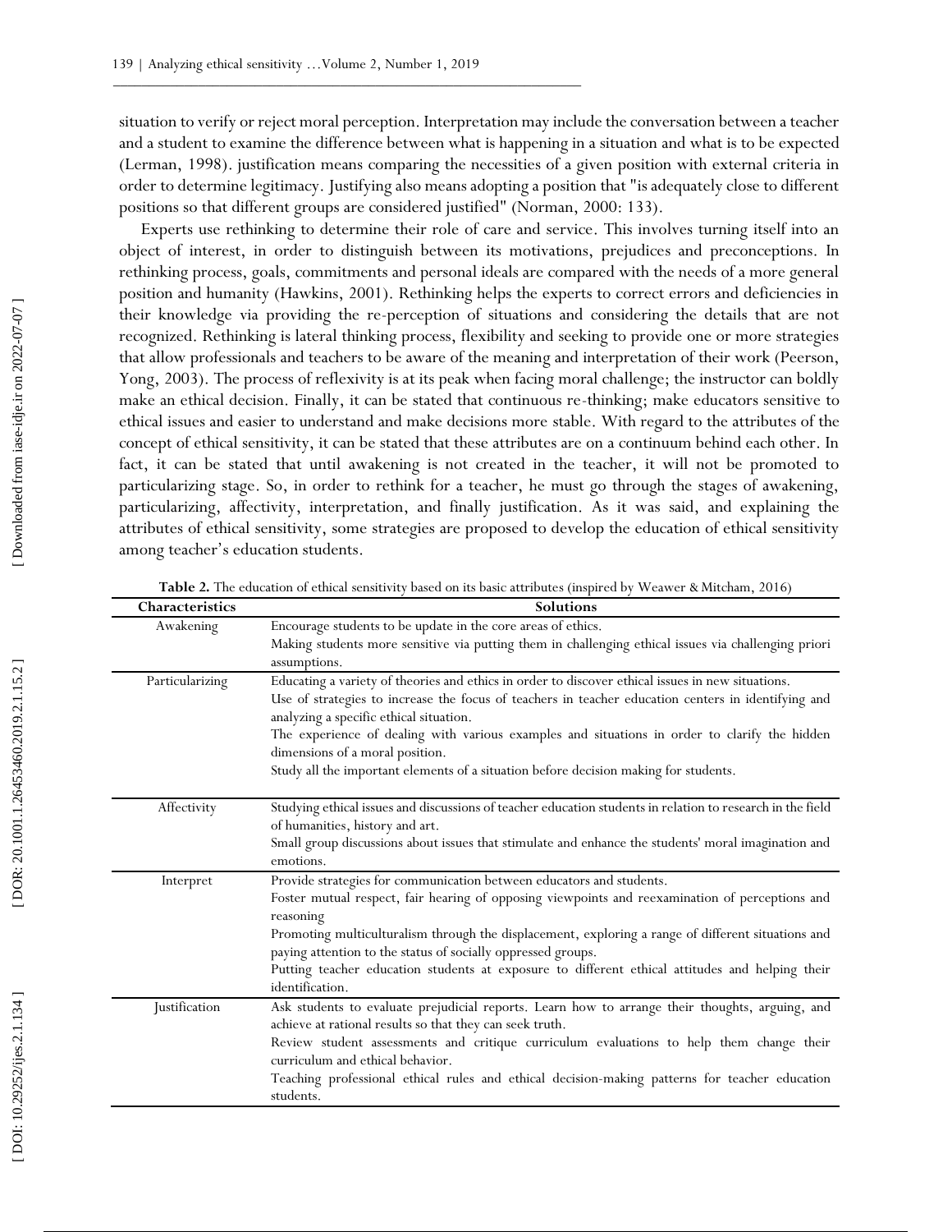situation to verify or reject moral perception. Interpretation may include the conversation between a teacher and a student to examine the difference between what is happening in a situation and what is to be expected (Lerman, 1998). justification means comparing the necessities of a given position with external criteria in order to determine legitimacy. Justifying also means adopting a position that "is adequately close to different positions so that different groups are considered justified" (Norman, 2000: 133).

Experts use rethinking to determine their role of care and service. This involves turning itself into an object of interest, in order to distinguish between its motivations, prejudices and preconceptions. In rethinking process, goals, commitments and personal ideals are compared with the needs of a more general position and humanity (Hawkins, 2001). Rethinking helps the experts to correct errors and deficiencies in their knowledge via providing the re-perception of situations and considering the details that are not recognized. Rethinking is lateral thinking process, flexibility and seeking to provide one or more strategies that allow professionals and teachers to be aware of the meaning and interpretation of their work (Peerson, Yong, 2003). The process of reflexivity is at its peak when facing moral challenge; the instructor can boldly make an ethical decision. Finally, it can be stated that continuous re-thinking; make educators sensitive to ethical issues and easier to understand and make decisions more stable. With regard to the attributes of the concept of ethical sensitivity, it can be stated that these attributes are on a continuum behind each other. In fact, it can be stated that until awakening is not created in the teacher, it will not be promoted to particularizing stage. So, in order to rethink for a teacher, he must go through the stages of awakening, particularizing, affectivity, interpretation, and finally justification. As it was said, and explaining the attributes of ethical sensitivity, some strategies are proposed to develop the education of ethical sensitivity among teacher's education students.

**Table 2.** The education of ethical sensitivity based on its basic attributes (inspired by Weawer & Mitcham, 2016)

| Characteristics | Solutions |
|---|---|
| Awakening | Encourage students to be update in the core areas of ethics.<br>Making students more sensitive via putting them in challenging ethical issues via challenging priori assumptions. |
| Particularizing | Educating a variety of theories and ethics in order to discover ethical issues in new situations.<br>Use of strategies to increase the focus of teachers in teacher education centers in identifying and analyzing a specific ethical situation.<br>The experience of dealing with various examples and situations in order to clarify the hidden dimensions of a moral position.<br>Study all the important elements of a situation before decision making for students. |
| Affectivity | Studying ethical issues and discussions of teacher education students in relation to research in the field of humanities, history and art.<br>Small group discussions about issues that stimulate and enhance the students' moral imagination and emotions. |
| Interpret | Provide strategies for communication between educators and students.<br>Foster mutual respect, fair hearing of opposing viewpoints and reexamination of perceptions and reasoning<br>Promoting multiculturalism through the displacement, exploring a range of different situations and paying attention to the status of socially oppressed groups.<br>Putting teacher education students at exposure to different ethical attitudes and helping their identification. |
| Justification | Ask students to evaluate prejudicial reports. Learn how to arrange their thoughts, arguing, and achieve at rational results so that they can seek truth.<br>Review student assessments and critique curriculum evaluations to help them change their curriculum and ethical behavior.<br>Teaching professional ethical rules and ethical decision-making patterns for teacher education students. |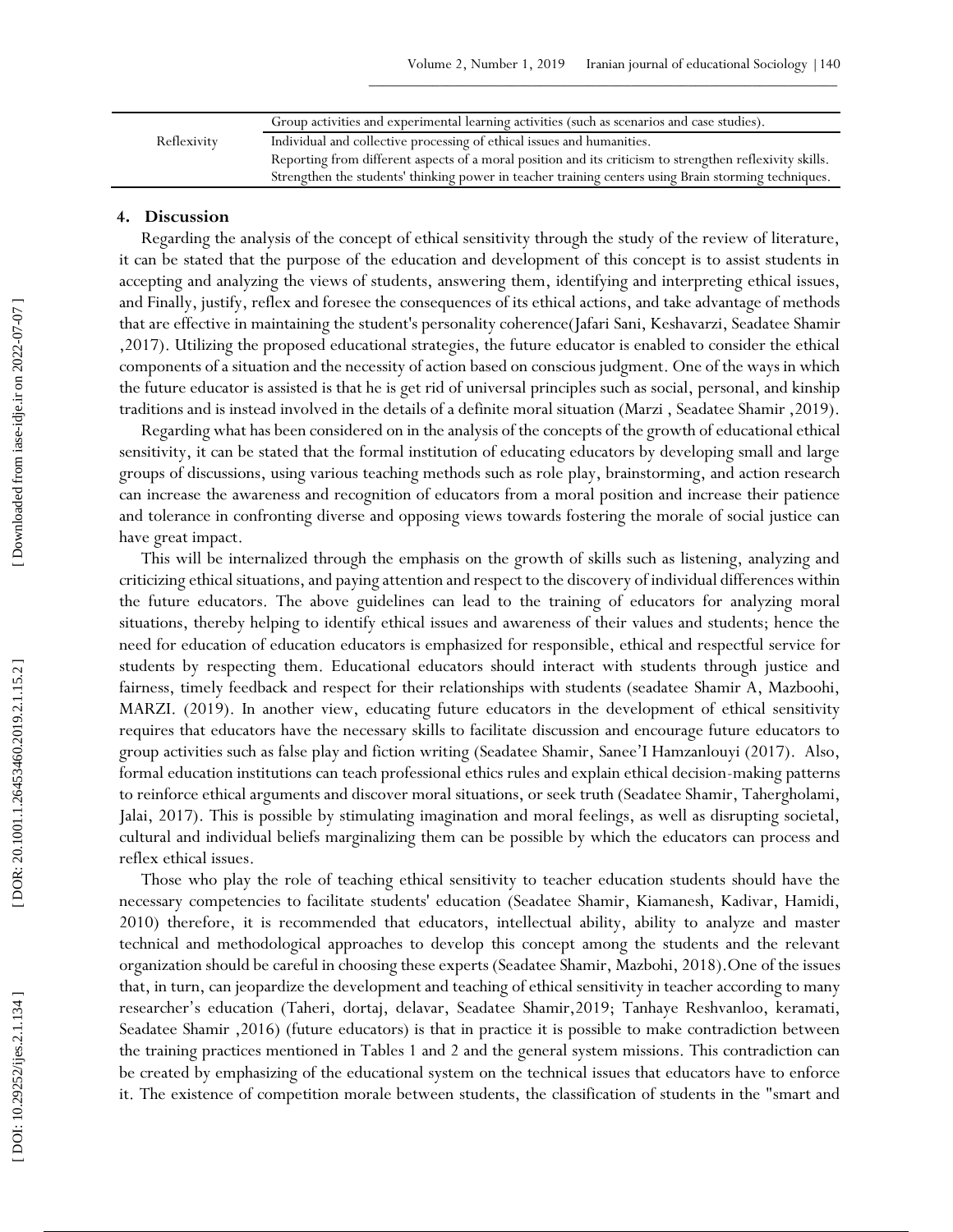| | |
|---|---|
| Reflexivity | Group activities and experimental learning activities (such as scenarios and case studies). |
| | Individual and collective processing of ethical issues and humanities. |
| | Reporting from different aspects of a moral position and its criticism to strengthen reflexivity skills. |
| | Strengthen the students' thinking power in teacher training centers using Brain storming techniques. |

## 4. Discussion

Regarding the analysis of the concept of ethical sensitivity through the study of the review of literature, it can be stated that the purpose of the education and development of this concept is to assist students in accepting and analyzing the views of students, answering them, identifying and interpreting ethical issues, and Finally, justify, reflex and foresee the consequences of its ethical actions, and take advantage of methods that are effective in maintaining the student's personality coherence(Jafari Sani, Keshavarzi, Seadatee Shamir ,2017). Utilizing the proposed educational strategies, the future educator is enabled to consider the ethical components of a situation and the necessity of action based on conscious judgment. One of the ways in which the future educator is assisted is that he is get rid of universal principles such as social, personal, and kinship traditions and is instead involved in the details of a definite moral situation (Marzi , Seadatee Shamir ,2019).

Regarding what has been considered on in the analysis of the concepts of the growth of educational ethical sensitivity, it can be stated that the formal institution of educating educators by developing small and large groups of discussions, using various teaching methods such as role play, brainstorming, and action research can increase the awareness and recognition of educators from a moral position and increase their patience and tolerance in confronting diverse and opposing views towards fostering the morale of social justice can have great impact.

This will be internalized through the emphasis on the growth of skills such as listening, analyzing and criticizing ethical situations, and paying attention and respect to the discovery of individual differences within the future educators. The above guidelines can lead to the training of educators for analyzing moral situations, thereby helping to identify ethical issues and awareness of their values and students; hence the need for education of education educators is emphasized for responsible, ethical and respectful service for students by respecting them. Educational educators should interact with students through justice and fairness, timely feedback and respect for their relationships with students (seadatee Shamir A, Mazboohi, MARZI. (2019). In another view, educating future educators in the development of ethical sensitivity requires that educators have the necessary skills to facilitate discussion and encourage future educators to group activities such as false play and fiction writing (Seadatee Shamir, Sanee'I Hamzanlouyi (2017). Also, formal education institutions can teach professional ethics rules and explain ethical decision-making patterns to reinforce ethical arguments and discover moral situations, or seek truth (Seadatee Shamir, Tahergholami, Jalai, 2017). This is possible by stimulating imagination and moral feelings, as well as disrupting societal, cultural and individual beliefs marginalizing them can be possible by which the educators can process and reflex ethical issues.

Those who play the role of teaching ethical sensitivity to teacher education students should have the necessary competencies to facilitate students' education (Seadatee Shamir, Kiamanesh, Kadivar, Hamidi, 2010) therefore, it is recommended that educators, intellectual ability, ability to analyze and master technical and methodological approaches to develop this concept among the students and the relevant organization should be careful in choosing these experts (Seadatee Shamir, Mazbohi, 2018).One of the issues that, in turn, can jeopardize the development and teaching of ethical sensitivity in teacher according to many researcher's education (Taheri, dortaj, delavar, Seadatee Shamir,2019; Tanhaye Reshvanloo, keramati, Seadatee Shamir ,2016) (future educators) is that in practice it is possible to make contradiction between the training practices mentioned in Tables 1 and 2 and the general system missions. This contradiction can be created by emphasizing of the educational system on the technical issues that educators have to enforce it. The existence of competition morale between students, the classification of students in the "smart and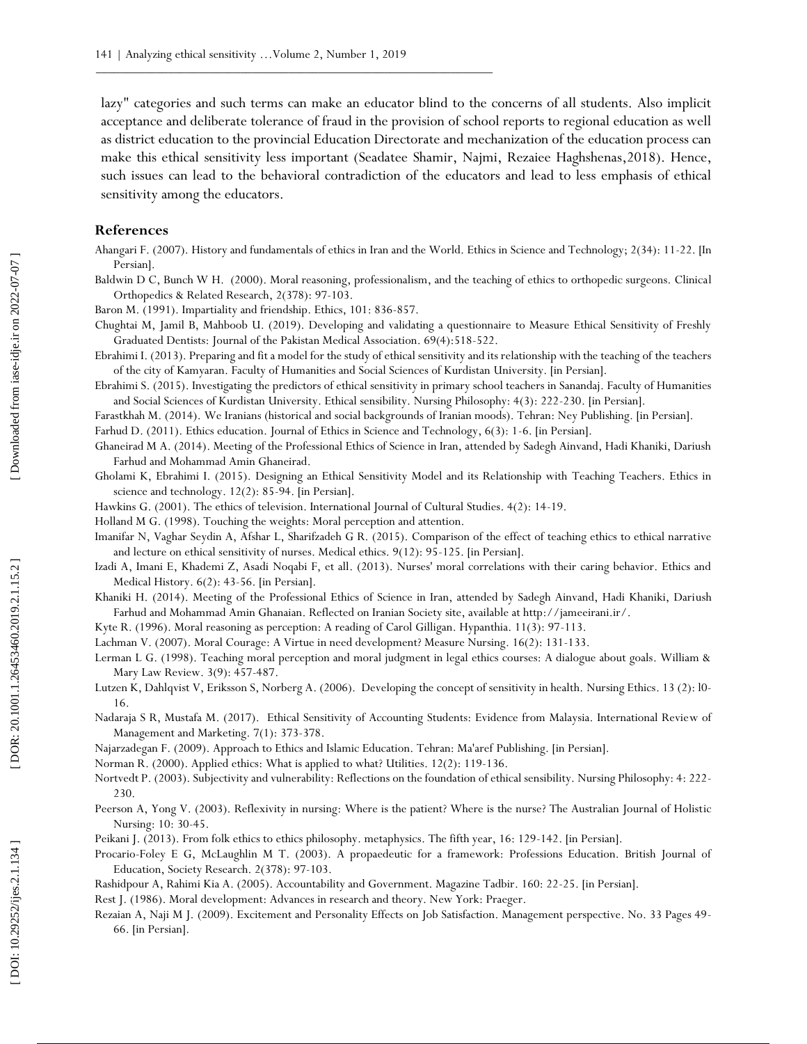lazy" categories and such terms can make an educator blind to the concerns of all students. Also implicit acceptance and deliberate tolerance of fraud in the provision of school reports to regional education as well as district education to the provincial Education Directorate and mechanization of the education process can make this ethical sensitivity less important (Seadatee Shamir, Najmi, Rezaiee Haghshenas,2018). Hence, such issues can lead to the behavioral contradiction of the educators and lead to less emphasis of ethical sensitivity among the educators.

## References

Ahangari F. (2007). History and fundamentals of ethics in Iran and the World. Ethics in Science and Technology; 2(34): 11-22. [In Persian].

Baldwin D C, Bunch W H. (2000). Moral reasoning, professionalism, and the teaching of ethics to orthopedic surgeons. Clinical Orthopedics & Related Research, 2(378): 97-103.

Baron M. (1991). Impartiality and friendship. Ethics, 101: 836-857.

Chughtai M, Jamil B, Mahboob U. (2019). Developing and validating a questionnaire to Measure Ethical Sensitivity of Freshly Graduated Dentists: Journal of the Pakistan Medical Association. 69(4):518-522.

Ebrahimi I. (2013). Preparing and fit a model for the study of ethical sensitivity and its relationship with the teaching of the teachers of the city of Kamyaran. Faculty of Humanities and Social Sciences of Kurdistan University. [in Persian].

Ebrahimi S. (2015). Investigating the predictors of ethical sensitivity in primary school teachers in Sanandaj. Faculty of Humanities and Social Sciences of Kurdistan University. Ethical sensibility. Nursing Philosophy: 4(3): 222-230. [in Persian].

Farastkhah M. (2014). We Iranians (historical and social backgrounds of Iranian moods). Tehran: Ney Publishing. [in Persian].

Farhud D. (2011). Ethics education. Journal of Ethics in Science and Technology, 6(3): 1-6. [in Persian].

Ghaneirad M A. (2014). Meeting of the Professional Ethics of Science in Iran, attended by Sadegh Ainvand, Hadi Khaniki, Dariush Farhud and Mohammad Amin Ghaneirad.

Gholami K, Ebrahimi I. (2015). Designing an Ethical Sensitivity Model and its Relationship with Teaching Teachers. Ethics in science and technology. 12(2): 85-94. [in Persian].

Hawkins G. (2001). The ethics of television. International Journal of Cultural Studies. 4(2): 14-19.

Holland M G. (1998). Touching the weights: Moral perception and attention.

Imanifar N, Vaghar Seydin A, Afshar L, Sharifzadeh G R. (2015). Comparison of the effect of teaching ethics to ethical narrative and lecture on ethical sensitivity of nurses. Medical ethics. 9(12): 95-125. [in Persian].

Izadi A, Imani E, Khademi Z, Asadi Noqabi F, et all. (2013). Nurses' moral correlations with their caring behavior. Ethics and Medical History. 6(2): 43-56. [in Persian].

Khaniki H. (2014). Meeting of the Professional Ethics of Science in Iran, attended by Sadegh Ainvand, Hadi Khaniki, Dariush Farhud and Mohammad Amin Ghanaian. Reflected on Iranian Society site, available at http://jameeirani.ir/.

Kyte R. (1996). Moral reasoning as perception: A reading of Carol Gilligan. Hypanthia. 11(3): 97-113.

Lachman V. (2007). Moral Courage: A Virtue in need development? Measure Nursing. 16(2): 131-133.

Lerman L G. (1998). Teaching moral perception and moral judgment in legal ethics courses: A dialogue about goals. William & Mary Law Review. 3(9): 457-487.

Lutzen K, Dahlqvist V, Eriksson S, Norberg A. (2006). Developing the concept of sensitivity in health. Nursing Ethics. 13 (2): l0-16.

Nadaraja S R, Mustafa M. (2017). Ethical Sensitivity of Accounting Students: Evidence from Malaysia. International Review of Management and Marketing. 7(1): 373-378.

Najarzadegan F. (2009). Approach to Ethics and Islamic Education. Tehran: Ma'aref Publishing. [in Persian].

Norman R. (2000). Applied ethics: What is applied to what? Utilities. 12(2): 119-136.

Nortvedt P. (2003). Subjectivity and vulnerability: Reflections on the foundation of ethical sensibility. Nursing Philosophy: 4: 222-230.

Peerson A, Yong V. (2003). Reflexivity in nursing: Where is the patient? Where is the nurse? The Australian Journal of Holistic Nursing: 10: 30-45.

Peikani J. (2013). From folk ethics to ethics philosophy. metaphysics. The fifth year, 16: 129-142. [in Persian].

Procario-Foley E G, McLaughlin M T. (2003). A propaedeutic for a framework: Professions Education. British Journal of Education, Society Research. 2(378): 97-103.

Rashidpour A, Rahimi Kia A. (2005). Accountability and Government. Magazine Tadbir. 160: 22-25. [in Persian].

Rest J. (1986). Moral development: Advances in research and theory. New York: Praeger.

Rezaian A, Naji M J. (2009). Excitement and Personality Effects on Job Satisfaction. Management perspective. No. 33 Pages 49-66. [in Persian].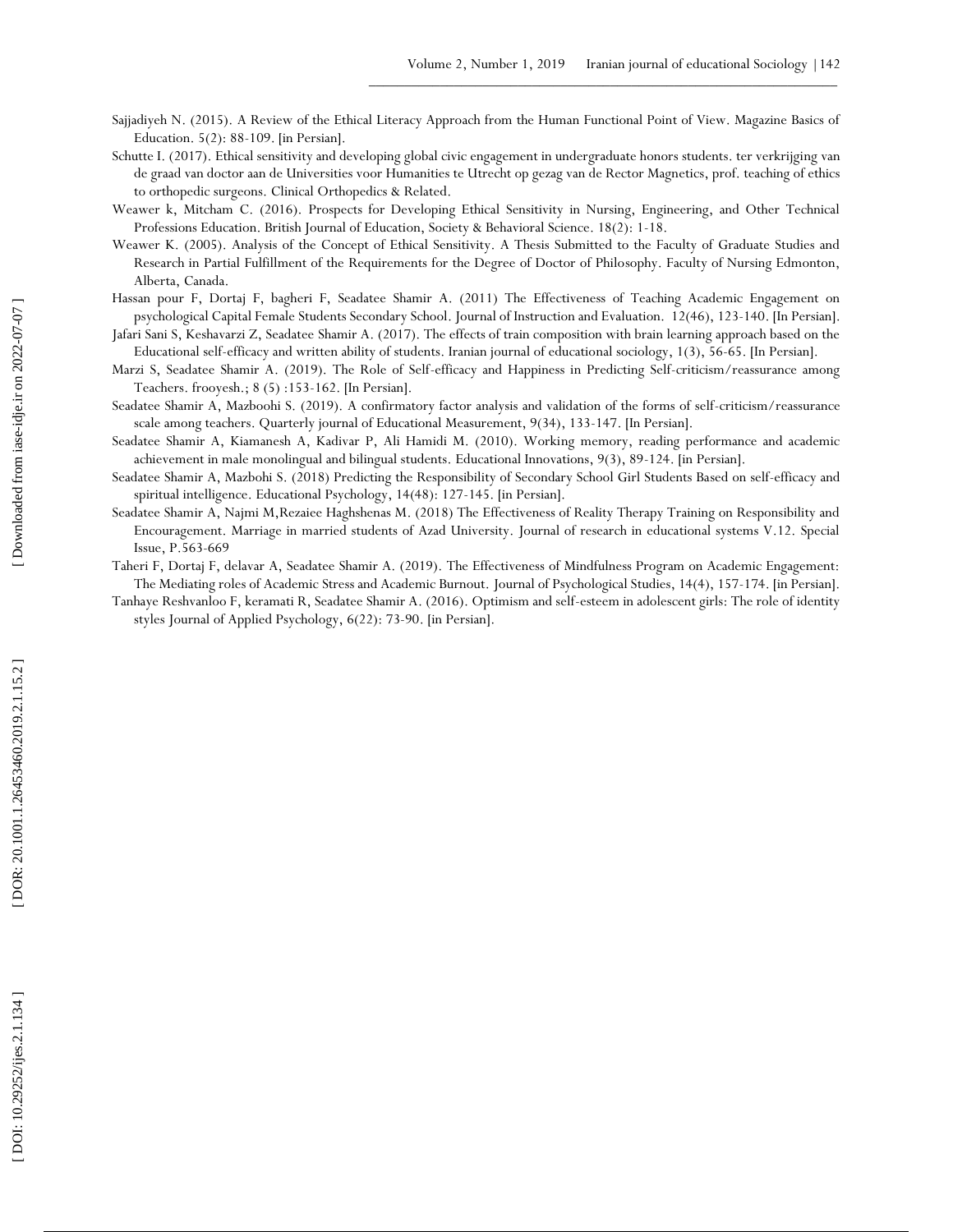Sajjadiyeh N. (2015). A Review of the Ethical Literacy Approach from the Human Functional Point of View. Magazine Basics of Education. 5(2): 88-109. [in Persian].

Schutte I. (2017). Ethical sensitivity and developing global civic engagement in undergraduate honors students. ter verkrijging van de graad van doctor aan de Universities voor Humanities te Utrecht op gezag van de Rector Magnetics, prof. teaching of ethics to orthopedic surgeons. Clinical Orthopedics & Related.

Weawer k, Mitcham C. (2016). Prospects for Developing Ethical Sensitivity in Nursing, Engineering, and Other Technical Professions Education. British Journal of Education, Society & Behavioral Science. 18(2): 1-18.

Weawer K. (2005). Analysis of the Concept of Ethical Sensitivity. A Thesis Submitted to the Faculty of Graduate Studies and Research in Partial Fulfillment of the Requirements for the Degree of Doctor of Philosophy. Faculty of Nursing Edmonton, Alberta, Canada.

Hassan pour F, Dortaj F, bagheri F, Seadatee Shamir A. (2011) The Effectiveness of Teaching Academic Engagement on psychological Capital Female Students Secondary School. Journal of Instruction and Evaluation. 12(46), 123-140. [In Persian].

Jafari Sani S, Keshavarzi Z, Seadatee Shamir A. (2017). The effects of train composition with brain learning approach based on the Educational self-efficacy and written ability of students. Iranian journal of educational sociology, 1(3), 56-65. [In Persian].

Marzi S, Seadatee Shamir A. (2019). The Role of Self-efficacy and Happiness in Predicting Self-criticism/reassurance among Teachers. frooyesh.; 8 (5) :153-162. [In Persian].

Seadatee Shamir A, Mazboohi S. (2019). A confirmatory factor analysis and validation of the forms of self-criticism/reassurance scale among teachers. Quarterly journal of Educational Measurement, 9(34), 133-147. [In Persian].

Seadatee Shamir A, Kiamanesh A, Kadivar P, Ali Hamidi M. (2010). Working memory, reading performance and academic achievement in male monolingual and bilingual students. Educational Innovations, 9(3), 89-124. [in Persian].

Seadatee Shamir A, Mazbohi S. (2018) Predicting the Responsibility of Secondary School Girl Students Based on self-efficacy and spiritual intelligence. Educational Psychology, 14(48): 127-145. [in Persian].

Seadatee Shamir A, Najmi M,Rezaiee Haghshenas M. (2018) The Effectiveness of Reality Therapy Training on Responsibility and Encouragement. Marriage in married students of Azad University. Journal of research in educational systems V.12. Special Issue, P.563-669

Taheri F, Dortaj F, delavar A, Seadatee Shamir A. (2019). The Effectiveness of Mindfulness Program on Academic Engagement: The Mediating roles of Academic Stress and Academic Burnout. Journal of Psychological Studies, 14(4), 157-174. [in Persian].

Tanhaye Reshvanloo F, keramati R, Seadatee Shamir A. (2016). Optimism and self-esteem in adolescent girls: The role of identity styles Journal of Applied Psychology, 6(22): 73-90. [in Persian].